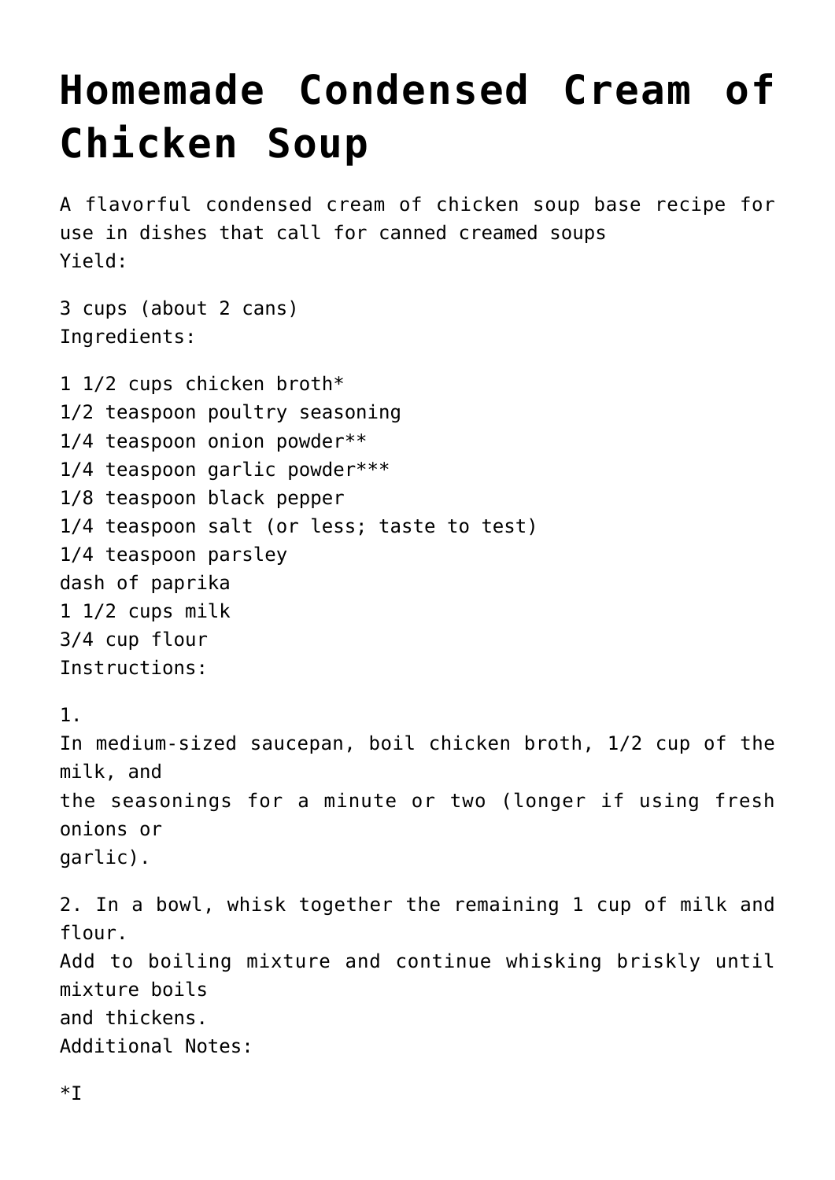# Homemade Condensed Cream of Chicken Soup

A flavorful condensed cream of chicken soup base recipe for use in dishes that call for canned creamed soups

Yield:

3 cups (about 2 cans)

Ingredients:

1 1/2 cups chicken broth*
1/2 teaspoon poultry seasoning
1/4 teaspoon onion powder**
1/4 teaspoon garlic powder***
1/8 teaspoon black pepper
1/4 teaspoon salt (or less; taste to test)
1/4 teaspoon parsley
dash of paprika
1 1/2 cups milk
3/4 cup flour

Instructions:

1. In medium-sized saucepan, boil chicken broth, 1/2 cup of the milk, and the seasonings for a minute or two (longer if using fresh onions or garlic).

2. In a bowl, whisk together the remaining 1 cup of milk and flour. Add to boiling mixture and continue whisking briskly until mixture boils and thickens.

Additional Notes:

*I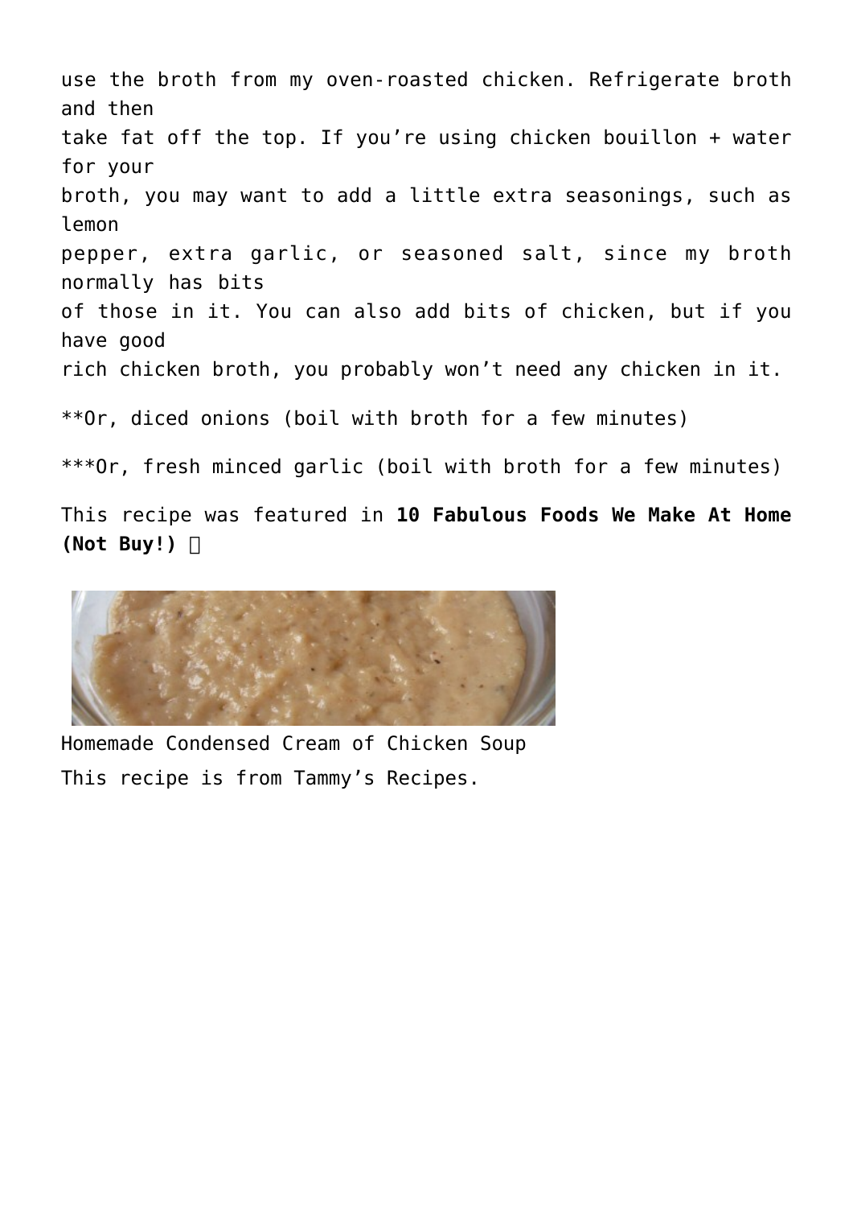use the broth from my oven-roasted chicken. Refrigerate broth and then take fat off the top. If you're using chicken bouillon + water for your broth, you may want to add a little extra seasonings, such as lemon pepper, extra garlic, or seasoned salt, since my broth normally has bits of those in it. You can also add bits of chicken, but if you have good rich chicken broth, you probably won't need any chicken in it.

**Or, diced onions (boil with broth for a few minutes)

***Or, fresh minced garlic (boil with broth for a few minutes)

This recipe was featured in **10 Fabulous Foods We Make At Home (Not Buy!)**

Homemade Condensed Cream of Chicken Soup

This recipe is from Tammy's Recipes.